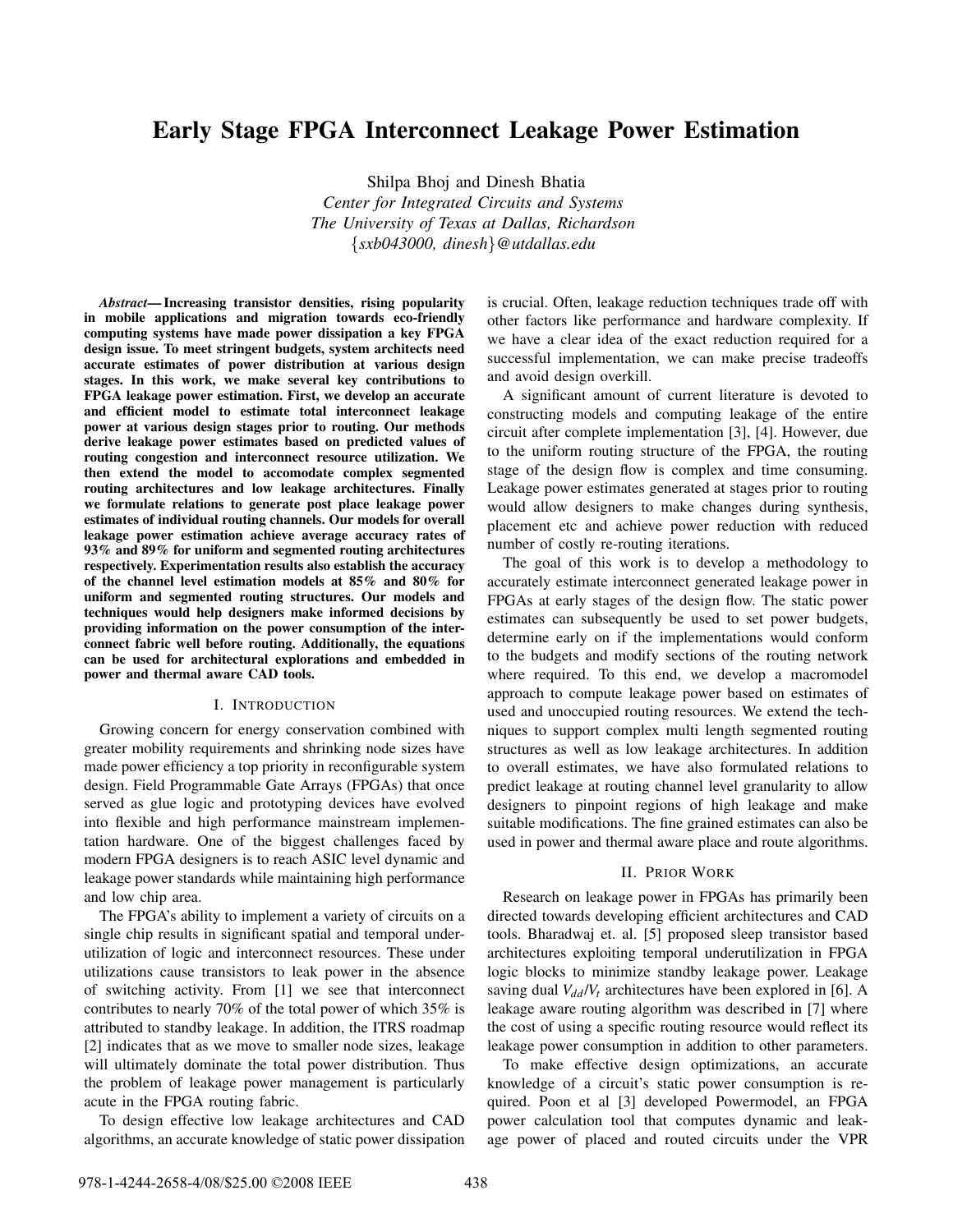# Early Stage FPGA Interconnect Leakage Power Estimation

Shilpa Bhoj and Dinesh Bhatia

*Center for Integrated Circuits and Systems*
*The University of Texas at Dallas, Richardson*
*{sxb043000, dinesh}@utdallas.edu*

***Abstract*— Increasing transistor densities, rising popularity in mobile applications and migration towards eco-friendly computing systems have made power dissipation a key FPGA design issue. To meet stringent budgets, system architects need accurate estimates of power distribution at various design stages. In this work, we make several key contributions to FPGA leakage power estimation. First, we develop an accurate and efficient model to estimate total interconnect leakage power at various design stages prior to routing. Our methods derive leakage power estimates based on predicted values of routing congestion and interconnect resource utilization. We then extend the model to accomodate complex segmented routing architectures and low leakage architectures. Finally we formulate relations to generate post place leakage power estimates of individual routing channels. Our models for overall leakage power estimation achieve average accuracy rates of 93% and 89% for uniform and segmented routing architectures respectively. Experimentation results also establish the accuracy of the channel level estimation models at 85% and 80% for uniform and segmented routing structures. Our models and techniques would help designers make informed decisions by providing information on the power consumption of the interconnect fabric well before routing. Additionally, the equations can be used for architectural explorations and embedded in power and thermal aware CAD tools.**

## I. Introduction

Growing concern for energy conservation combined with greater mobility requirements and shrinking node sizes have made power efficiency a top priority in reconfigurable system design. Field Programmable Gate Arrays (FPGAs) that once served as glue logic and prototyping devices have evolved into flexible and high performance mainstream implementation hardware. One of the biggest challenges faced by modern FPGA designers is to reach ASIC level dynamic and leakage power standards while maintaining high performance and low chip area.

The FPGA's ability to implement a variety of circuits on a single chip results in significant spatial and temporal underutilization of logic and interconnect resources. These under utilizations cause transistors to leak power in the absence of switching activity. From [1] we see that interconnect contributes to nearly 70% of the total power of which 35% is attributed to standby leakage. In addition, the ITRS roadmap [2] indicates that as we move to smaller node sizes, leakage will ultimately dominate the total power distribution. Thus the problem of leakage power management is particularly acute in the FPGA routing fabric.

To design effective low leakage architectures and CAD algorithms, an accurate knowledge of static power dissipation is crucial. Often, leakage reduction techniques trade off with other factors like performance and hardware complexity. If we have a clear idea of the exact reduction required for a successful implementation, we can make precise tradeoffs and avoid design overkill.

A significant amount of current literature is devoted to constructing models and computing leakage of the entire circuit after complete implementation [3], [4]. However, due to the uniform routing structure of the FPGA, the routing stage of the design flow is complex and time consuming. Leakage power estimates generated at stages prior to routing would allow designers to make changes during synthesis, placement etc and achieve power reduction with reduced number of costly re-routing iterations.

The goal of this work is to develop a methodology to accurately estimate interconnect generated leakage power in FPGAs at early stages of the design flow. The static power estimates can subsequently be used to set power budgets, determine early on if the implementations would conform to the budgets and modify sections of the routing network where required. To this end, we develop a macromodel approach to compute leakage power based on estimates of used and unoccupied routing resources. We extend the techniques to support complex multi length segmented routing structures as well as low leakage architectures. In addition to overall estimates, we have also formulated relations to predict leakage at routing channel level granularity to allow designers to pinpoint regions of high leakage and make suitable modifications. The fine grained estimates can also be used in power and thermal aware place and route algorithms.

## II. Prior Work

Research on leakage power in FPGAs has primarily been directed towards developing efficient architectures and CAD tools. Bharadwaj et. al. [5] proposed sleep transistor based architectures exploiting temporal underutilization in FPGA logic blocks to minimize standby leakage power. Leakage saving dual $V_{dd}/V_t$ architectures have been explored in [6]. A leakage aware routing algorithm was described in [7] where the cost of using a specific routing resource would reflect its leakage power consumption in addition to other parameters.

To make effective design optimizations, an accurate knowledge of a circuit's static power consumption is required. Poon et al [3] developed Powermodel, an FPGA power calculation tool that computes dynamic and leakage power of placed and routed circuits under the VPR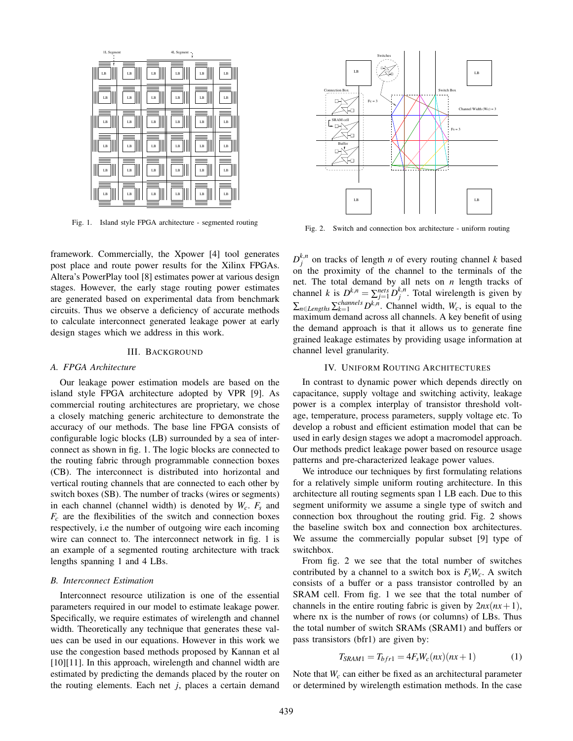Fig. 1. Island style FPGA architecture - segmented routing

Fig. 2. Switch and connection box architecture - uniform routing

framework. Commercially, the Xpower [4] tool generates post place and route power results for the Xilinx FPGAs. Altera's PowerPlay tool [8] estimates power at various design stages. However, the early stage routing power estimates are generated based on experimental data from benchmark circuits. Thus we observe a deficiency of accurate methods to calculate interconnect generated leakage power at early design stages which we address in this work.

## III. Background

### A. FPGA Architecture

Our leakage power estimation models are based on the island style FPGA architecture adopted by VPR [9]. As commercial routing architectures are proprietary, we chose a closely matching generic architecture to demonstrate the accuracy of our methods. The base line FPGA consists of configurable logic blocks (LB) surrounded by a sea of interconnect as shown in fig. 1. The logic blocks are connected to the routing fabric through programmable connection boxes (CB). The interconnect is distributed into horizontal and vertical routing channels that are connected to each other by switch boxes (SB). The number of tracks (wires or segments) in each channel (channel width) is denoted by $W_c$. $F_s$ and $F_c$ are the flexibilities of the switch and connection boxes respectively, i.e the number of outgoing wire each incoming wire can connect to. The interconnect network in fig. 1 is an example of a segmented routing architecture with track lengths spanning 1 and 4 LBs.

### B. Interconnect Estimation

Interconnect resource utilization is one of the essential parameters required in our model to estimate leakage power. Specifically, we require estimates of wirelength and channel width. Theoretically any technique that generates these values can be used in our equations. However in this work we use the congestion based methods proposed by Kannan et al [10][11]. In this approach, wirelength and channel width are estimated by predicting the demands placed by the router on the routing elements. Each net $j$, places a certain demand $D_j^{k,n}$ on tracks of length $n$ of every routing channel $k$ based on the proximity of the channel to the terminals of the net. The total demand by all nets on $n$ length tracks of channel $k$ is $D^{k,n} = \sum_{j=1}^{nets} D_j^{k,n}$. Total wirelength is given by $\sum_{n \in Lengths} \sum_{k=1}^{channels} D^{k,n}$. Channel width, $W_c$, is equal to the maximum demand across all channels. A key benefit of using the demand approach is that it allows us to generate fine grained leakage estimates by providing usage information at channel level granularity.

## IV. Uniform Routing Architectures

In contrast to dynamic power which depends directly on capacitance, supply voltage and switching activity, leakage power is a complex interplay of transistor threshold voltage, temperature, process parameters, supply voltage etc. To develop a robust and efficient estimation model that can be used in early design stages we adopt a macromodel approach. Our methods predict leakage power based on resource usage patterns and pre-characterized leakage power values.

We introduce our techniques by first formulating relations for a relatively simple uniform routing architecture. In this architecture all routing segments span 1 LB each. Due to this segment uniformity we assume a single type of switch and connection box throughout the routing grid. Fig. 2 shows the baseline switch box and connection box architectures. We assume the commercially popular subset [9] type of switchbox.

From fig. 2 we see that the total number of switches contributed by a channel to a switch box is $F_s W_c$. A switch consists of a buffer or a pass transistor controlled by an SRAM cell. From fig. 1 we see that the total number of channels in the entire routing fabric is given by $2nx(nx+1)$, where nx is the number of rows (or columns) of LBs. Thus the total number of switch SRAMs (SRAM1) and buffers or pass transistors (bfr1) are given by:

$$T_{SRAM1} = T_{bfr1} = 4F_s W_c (nx)(nx+1) \quad (1)$$

Note that $W_c$ can either be fixed as an architectural parameter or determined by wirelength estimation methods. In the case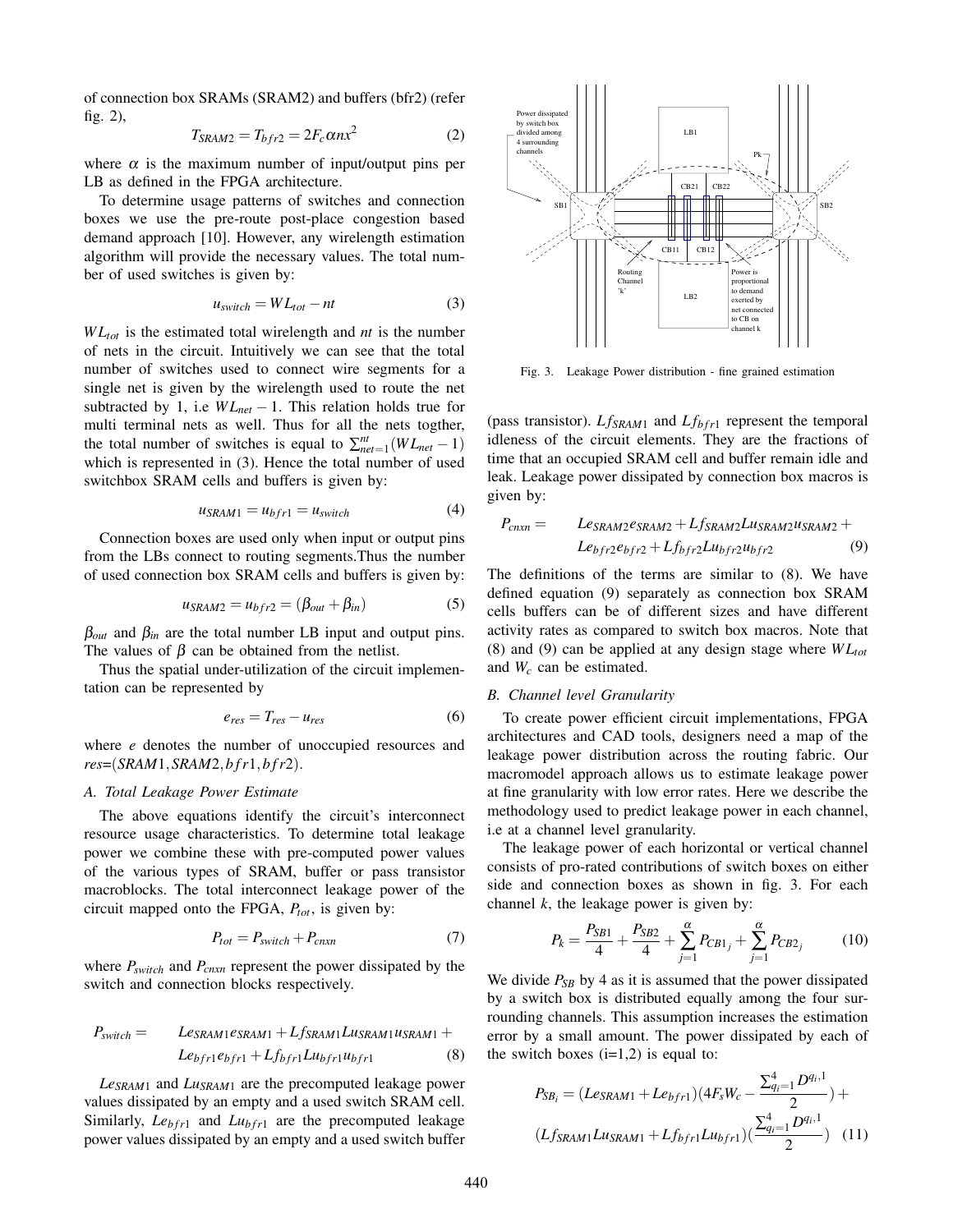of connection box SRAMs (SRAM2) and buffers (bfr2) (refer fig. 2),

$$T_{SRAM2} = T_{bfr2} = 2F_c\alpha nx^2 \tag{2}$$

where $\alpha$ is the maximum number of input/output pins per LB as defined in the FPGA architecture.

To determine usage patterns of switches and connection boxes we use the pre-route post-place congestion based demand approach [10]. However, any wirelength estimation algorithm will provide the necessary values. The total number of used switches is given by:

$$u_{switch} = WL_{tot} - nt \tag{3}$$

$WL_{tot}$ is the estimated total wirelength and $nt$ is the number of nets in the circuit. Intuitively we can see that the total number of switches used to connect wire segments for a single net is given by the wirelength used to route the net subtracted by 1, i.e $WL_{net} - 1$. This relation holds true for multi terminal nets as well. Thus for all the nets togther, the total number of switches is equal to $\sum_{net=1}^{nt}(WL_{net} - 1)$ which is represented in (3). Hence the total number of used switchbox SRAM cells and buffers is given by:

$$u_{SRAM1} = u_{bfr1} = u_{switch} \tag{4}$$

Connection boxes are used only when input or output pins from the LBs connect to routing segments.Thus the number of used connection box SRAM cells and buffers is given by:

$$u_{SRAM2} = u_{bfr2} = (\beta_{out} + \beta_{in}) \tag{5}$$

$\beta_{out}$ and $\beta_{in}$ are the total number LB input and output pins. The values of $\beta$ can be obtained from the netlist.

Thus the spatial under-utilization of the circuit implementation can be represented by

$$e_{res} = T_{res} - u_{res} \tag{6}$$

where $e$ denotes the number of unoccupied resources and $res$=$(SRAM1, SRAM2, bfr1, bfr2)$.

### A. Total Leakage Power Estimate

The above equations identify the circuit's interconnect resource usage characteristics. To determine total leakage power we combine these with pre-computed power values of the various types of SRAM, buffer or pass transistor macroblocks. The total interconnect leakage power of the circuit mapped onto the FPGA, $P_{tot}$, is given by:

$$P_{tot} = P_{switch} + P_{cnxn} \tag{7}$$

where $P_{switch}$ and $P_{cnxn}$ represent the power dissipated by the switch and connection blocks respectively.

$$\begin{aligned} P_{switch} = \quad & Le_{SRAM1}e_{SRAM1} + Lf_{SRAM1}Lu_{SRAM1}u_{SRAM1} + \\ & Le_{bfr1}e_{bfr1} + Lf_{bfr1}Lu_{bfr1}u_{bfr1} \end{aligned} \tag{8}$$

$Le_{SRAM1}$ and $Lu_{SRAM1}$ are the precomputed leakage power values dissipated by an empty and a used switch SRAM cell. Similarly, $Le_{bfr1}$ and $Lu_{bfr1}$ are the precomputed leakage power values dissipated by an empty and a used switch buffer (pass transistor). $Lf_{SRAM1}$ and $Lf_{bfr1}$ represent the temporal idleness of the circuit elements. They are the fractions of time that an occupied SRAM cell and buffer remain idle and leak. Leakage power dissipated by connection box macros is given by:

$$\begin{aligned} P_{cnxn} = \quad & Le_{SRAM2}e_{SRAM2} + Lf_{SRAM2}Lu_{SRAM2}u_{SRAM2} + \\ & Le_{bfr2}e_{bfr2} + Lf_{bfr2}Lu_{bfr2}u_{bfr2} \end{aligned} \tag{9}$$

The definitions of the terms are similar to (8). We have defined equation (9) separately as connection box SRAM cells buffers can be of different sizes and have different activity rates as compared to switch box macros. Note that (8) and (9) can be applied at any design stage where $WL_{tot}$ and $W_c$ can be estimated.

Fig. 3. Leakage Power distribution - fine grained estimation

### B. Channel level Granularity

To create power efficient circuit implementations, FPGA architectures and CAD tools, designers need a map of the leakage power distribution across the routing fabric. Our macromodel approach allows us to estimate leakage power at fine granularity with low error rates. Here we describe the methodology used to predict leakage power in each channel, i.e at a channel level granularity.

The leakage power of each horizontal or vertical channel consists of pro-rated contributions of switch boxes on either side and connection boxes as shown in fig. 3. For each channel $k$, the leakage power is given by:

$$P_k = \frac{P_{SB1}}{4} + \frac{P_{SB2}}{4} + \sum_{j=1}^{\alpha} P_{CB1_j} + \sum_{j=1}^{\alpha} P_{CB2_j} \tag{10}$$

We divide $P_{SB}$ by 4 as it is assumed that the power dissipated by a switch box is distributed equally among the four surrounding channels. This assumption increases the estimation error by a small amount. The power dissipated by each of the switch boxes (i=1,2) is equal to:

$$\begin{aligned} P_{SB_i} = & (Le_{SRAM1} + Le_{bfr1})(4F_sW_c - \frac{\sum_{q_i=1}^{4} D^{q_i,1}}{2}) + \\ & (Lf_{SRAM1}Lu_{SRAM1} + Lf_{bfr1}Lu_{bfr1})(\frac{\sum_{q_i=1}^{4} D^{q_i,1}}{2}) \end{aligned} \tag{11}$$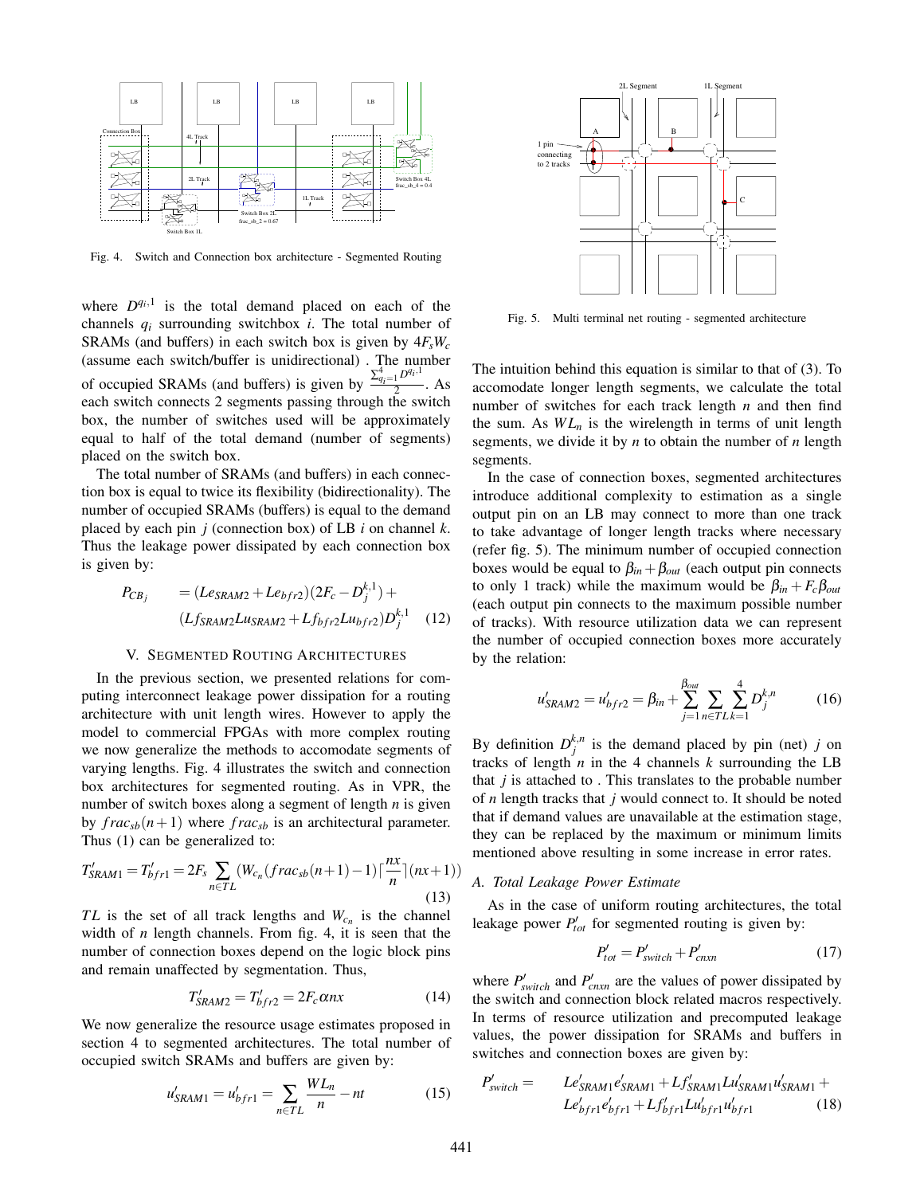Fig. 4. Switch and Connection box architecture - Segmented Routing

where $D^{q_i,1}$ is the total demand placed on each of the channels $q_i$ surrounding switchbox $i$. The total number of SRAMs (and buffers) in each switch box is given by $4F_sW_c$ (assume each switch/buffer is unidirectional) . The number of occupied SRAMs (and buffers) is given by $\frac{\sum_{q_i=1}^{4} D^{q_i,1}}{2}$. As each switch connects 2 segments passing through the switch box, the number of switches used will be approximately equal to half of the total demand (number of segments) placed on the switch box.

The total number of SRAMs (and buffers) in each connection box is equal to twice its flexibility (bidirectionality). The number of occupied SRAMs (buffers) is equal to the demand placed by each pin $j$ (connection box) of LB $i$ on channel $k$. Thus the leakage power dissipated by each connection box is given by:

$$P_{CB_j} = (Le_{SRAM2} + Le_{bfr2})(2F_c - D_j^{k,1}) + (Lf_{SRAM2}Lu_{SRAM2} + Lf_{bfr2}Lu_{bfr2})D_j^{k,1} \quad (12)$$

## V. Segmented Routing Architectures

In the previous section, we presented relations for computing interconnect leakage power dissipation for a routing architecture with unit length wires. However to apply the model to commercial FPGAs with more complex routing we now generalize the methods to accomodate segments of varying lengths. Fig. 4 illustrates the switch and connection box architectures for segmented routing. As in VPR, the number of switch boxes along a segment of length $n$ is given by $frac_{sb}(n+1)$ where $frac_{sb}$ is an architectural parameter. Thus (1) can be generalized to:

$$T'_{SRAM1} = T'_{bfr1} = 2F_s \sum_{n \in TL} (W_{c_n}(frac_{sb}(n+1)-1)\lceil \frac{nx}{n} \rceil (nx+1)) \quad (13)$$

$TL$ is the set of all track lengths and $W_{c_n}$ is the channel width of $n$ length channels. From fig. 4, it is seen that the number of connection boxes depend on the logic block pins and remain unaffected by segmentation. Thus,

$$T'_{SRAM2} = T'_{bfr2} = 2F_c\alpha nx \quad (14)$$

We now generalize the resource usage estimates proposed in section 4 to segmented architectures. The total number of occupied switch SRAMs and buffers are given by:

$$u'_{SRAM1} = u'_{bfr1} = \sum_{n \in TL} \frac{WL_n}{n} - nt \quad (15)$$

Fig. 5. Multi terminal net routing - segmented architecture

The intuition behind this equation is similar to that of (3). To accomodate longer length segments, we calculate the total number of switches for each track length $n$ and then find the sum. As $WL_n$ is the wirelength in terms of unit length segments, we divide it by $n$ to obtain the number of $n$ length segments.

In the case of connection boxes, segmented architectures introduce additional complexity to estimation as a single output pin on an LB may connect to more than one track to take advantage of longer length tracks where necessary (refer fig. 5). The minimum number of occupied connection boxes would be equal to $\beta_{in} + \beta_{out}$ (each output pin connects to only 1 track) while the maximum would be $\beta_{in} + F_c\beta_{out}$ (each output pin connects to the maximum possible number of tracks). With resource utilization data we can represent the number of occupied connection boxes more accurately by the relation:

$$u'_{SRAM2} = u'_{bfr2} = \beta_{in} + \sum_{j=1}^{\beta_{out}} \sum_{n \in TL} \sum_{k=1}^{4} D_j^{k,n} \quad (16)$$

By definition $D_j^{k,n}$ is the demand placed by pin (net) $j$ on tracks of length $n$ in the 4 channels $k$ surrounding the LB that $j$ is attached to . This translates to the probable number of $n$ length tracks that $j$ would connect to. It should be noted that if demand values are unavailable at the estimation stage, they can be replaced by the maximum or minimum limits mentioned above resulting in some increase in error rates.

### A. Total Leakage Power Estimate

As in the case of uniform routing architectures, the total leakage power $P'_{tot}$ for segmented routing is given by:

$$P'_{tot} = P'_{switch} + P'_{cnxn} \quad (17)$$

where $P'_{switch}$ and $P'_{cnxn}$ are the values of power dissipated by the switch and connection block related macros respectively. In terms of resource utilization and precomputed leakage values, the power dissipation for SRAMs and buffers in switches and connection boxes are given by:

$$P'_{switch} = Le'_{SRAM1}e'_{SRAM1} + Lf'_{SRAM1}Lu'_{SRAM1}u'_{SRAM1} + Le'_{bfr1}e'_{bfr1} + Lf'_{bfr1}Lu'_{bfr1}u'_{bfr1} \quad (18)$$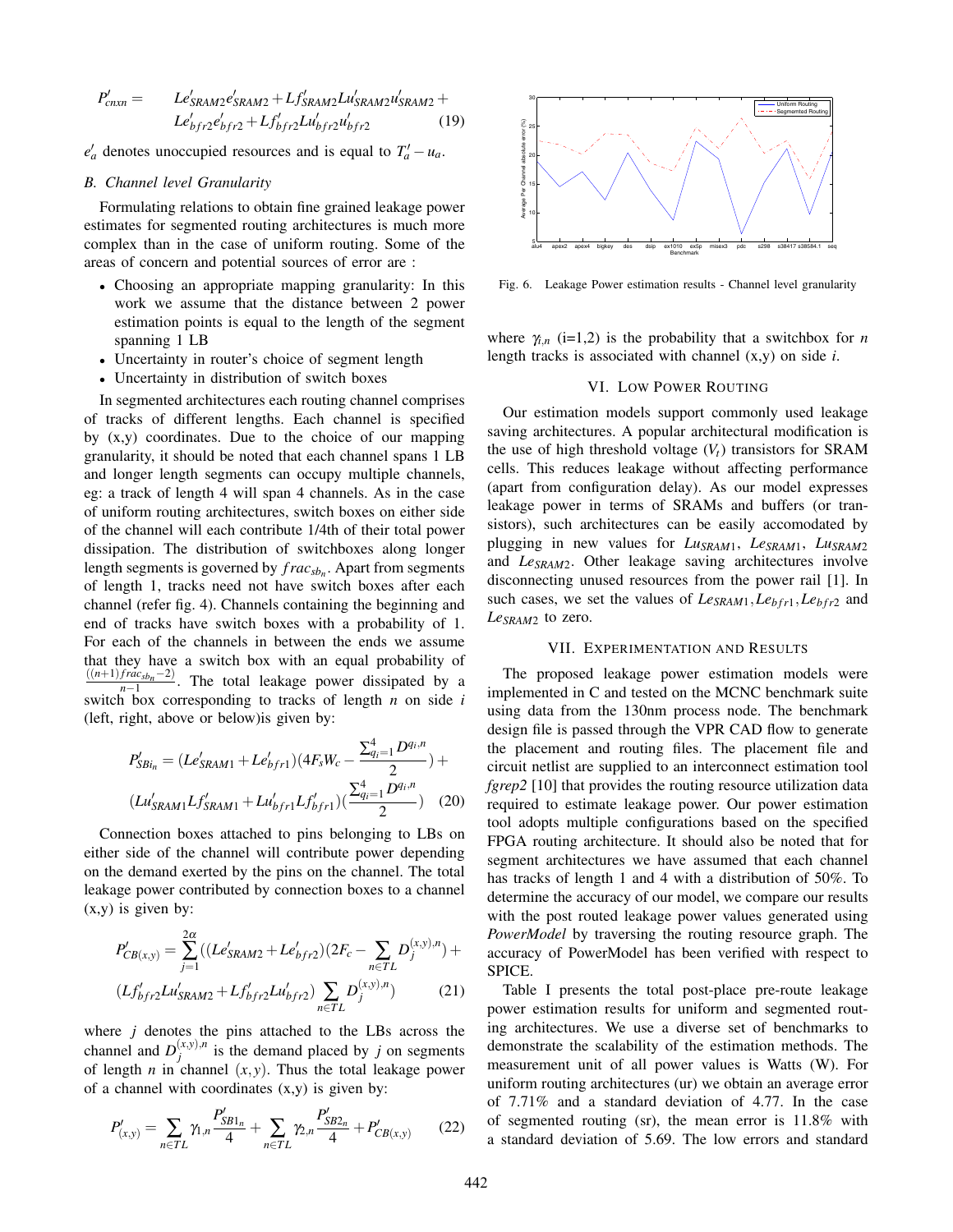$$P'_{cnxn} = \quad Le'_{SRAM2}e'_{SRAM2} + Lf'_{SRAM2}Lu'_{SRAM2}u'_{SRAM2} + Le'_{bfr2}e'_{bfr2} + Lf'_{bfr2}Lu'_{bfr2}u'_{bfr2} \quad (19)$$

$e'_a$ denotes unoccupied resources and is equal to $T'_a - u_a$.

### B. Channel level Granularity

Formulating relations to obtain fine grained leakage power estimates for segmented routing architectures is much more complex than in the case of uniform routing. Some of the areas of concern and potential sources of error are :

- Choosing an appropriate mapping granularity: In this work we assume that the distance between 2 power estimation points is equal to the length of the segment spanning 1 LB
- Uncertainty in router's choice of segment length
- Uncertainty in distribution of switch boxes

In segmented architectures each routing channel comprises of tracks of different lengths. Each channel is specified by (x,y) coordinates. Due to the choice of our mapping granularity, it should be noted that each channel spans 1 LB and longer length segments can occupy multiple channels, eg: a track of length 4 will span 4 channels. As in the case of uniform routing architectures, switch boxes on either side of the channel will each contribute 1/4th of their total power dissipation. The distribution of switchboxes along longer length segments is governed by $frac_{sb_n}$. Apart from segments of length 1, tracks need not have switch boxes after each channel (refer fig. 4). Channels containing the beginning and end of tracks have switch boxes with a probability of 1. For each of the channels in between the ends we assume that they have a switch box with an equal probability of $\frac{((n+1)frac_{sb_n}-2)}{n-1}$. The total leakage power dissipated by a switch box corresponding to tracks of length $n$ on side $i$ (left, right, above or below)is given by:

$$P'_{SBi_n} = (Le'_{SRAM1} + Le'_{bfr1})(4F_sW_c - \frac{\sum_{q_i=1}^{4} D^{q_i,n}}{2}) + (Lu'_{SRAM1}Lf'_{SRAM1} + Lu'_{bfr1}Lf'_{bfr1})(\frac{\sum_{q_i=1}^{4} D^{q_i,n}}{2}) \quad (20)$$

Connection boxes attached to pins belonging to LBs on either side of the channel will contribute power depending on the demand exerted by the pins on the channel. The total leakage power contributed by connection boxes to a channel (x,y) is given by:

$$P'_{CB(x,y)} = \sum_{j=1}^{2\alpha}((Le'_{SRAM2} + Le'_{bfr2})(2F_c - \sum_{n\in TL} D_j^{(x,y),n}) + (Lf'_{bfr2}Lu'_{SRAM2} + Lf'_{bfr2}Lu'_{bfr2})\sum_{n\in TL} D_j^{(x,y),n}) \quad (21)$$

where $j$ denotes the pins attached to the LBs across the channel and $D_j^{(x,y),n}$ is the demand placed by $j$ on segments of length $n$ in channel $(x,y)$. Thus the total leakage power of a channel with coordinates (x,y) is given by:

$$P'_{(x,y)} = \sum_{n\in TL}\gamma_{1,n}\frac{P'_{SB1_n}}{4} + \sum_{n\in TL}\gamma_{2,n}\frac{P'_{SB2_n}}{4} + P'_{CB(x,y)} \quad (22)$$

Fig. 6. Leakage Power estimation results - Channel level granularity

where $\gamma_{i,n}$ (i=1,2) is the probability that a switchbox for $n$ length tracks is associated with channel (x,y) on side $i$.

## VI. Low Power Routing

Our estimation models support commonly used leakage saving architectures. A popular architectural modification is the use of high threshold voltage ($V_t$) transistors for SRAM cells. This reduces leakage without affecting performance (apart from configuration delay). As our model expresses leakage power in terms of SRAMs and buffers (or transistors), such architectures can be easily accomodated by plugging in new values for $Lu_{SRAM1}$, $Le_{SRAM1}$, $Lu_{SRAM2}$ and $Le_{SRAM2}$. Other leakage saving architectures involve disconnecting unused resources from the power rail [1]. In such cases, we set the values of $Le_{SRAM1}, Le_{bfr1}, Le_{bfr2}$ and $Le_{SRAM2}$ to zero.

## VII. Experimentation and Results

The proposed leakage power estimation models were implemented in C and tested on the MCNC benchmark suite using data from the 130nm process node. The benchmark design file is passed through the VPR CAD flow to generate the placement and routing files. The placement file and circuit netlist are supplied to an interconnect estimation tool *fgrep2* [10] that provides the routing resource utilization data required to estimate leakage power. Our power estimation tool adopts multiple configurations based on the specified FPGA routing architecture. It should also be noted that for segment architectures we have assumed that each channel has tracks of length 1 and 4 with a distribution of 50%. To determine the accuracy of our model, we compare our results with the post routed leakage power values generated using *PowerModel* by traversing the routing resource graph. The accuracy of PowerModel has been verified with respect to SPICE.

Table I presents the total post-place pre-route leakage power estimation results for uniform and segmented routing architectures. We use a diverse set of benchmarks to demonstrate the scalability of the estimation methods. The measurement unit of all power values is Watts (W). For uniform routing architectures (ur) we obtain an average error of 7.71% and a standard deviation of 4.77. In the case of segmented routing (sr), the mean error is 11.8% with a standard deviation of 5.69. The low errors and standard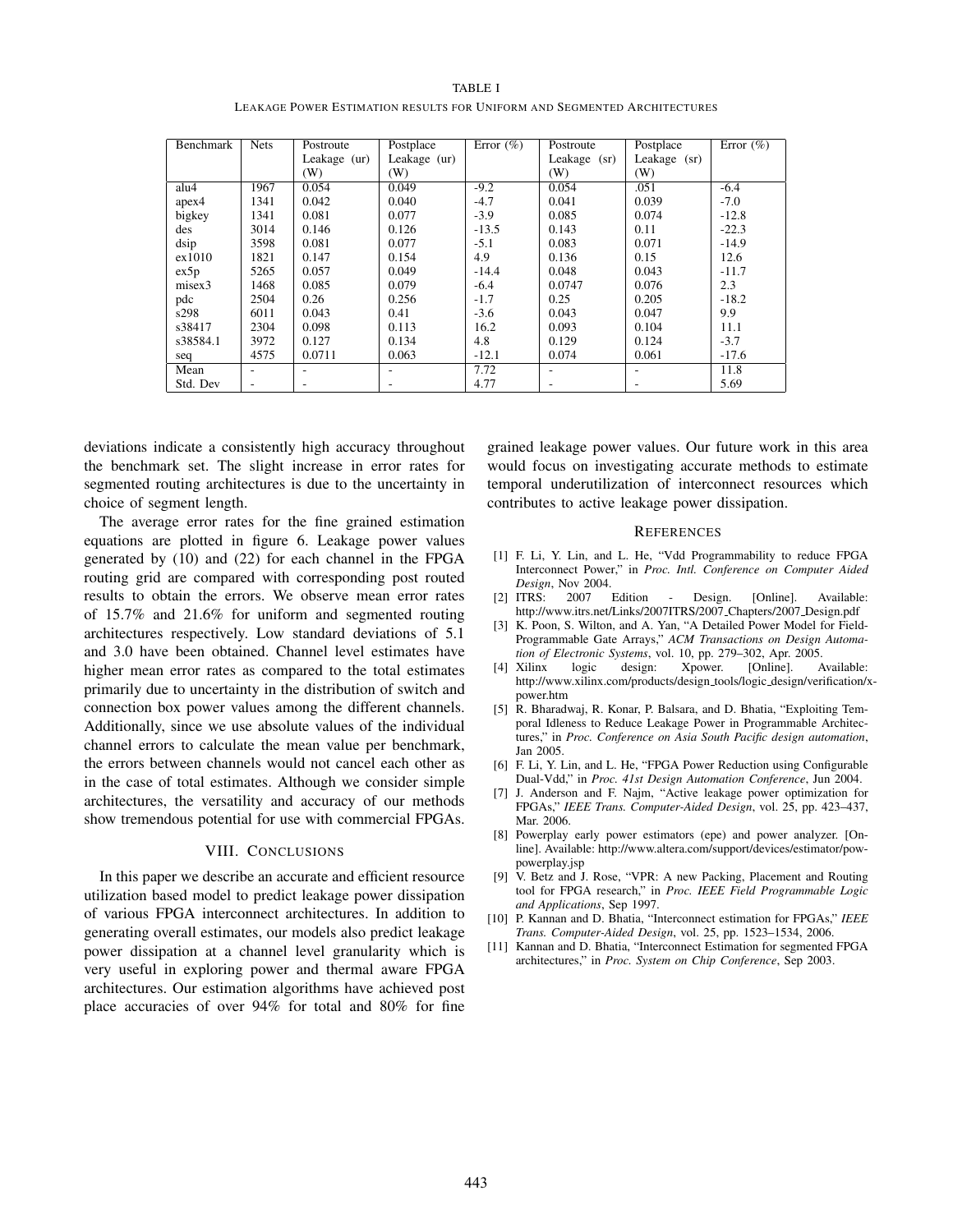TABLE I

LEAKAGE POWER ESTIMATION RESULTS FOR UNIFORM AND SEGMENTED ARCHITECTURES

| Benchmark | Nets | Postroute Leakage (ur) (W) | Postplace Leakage (ur) (W) | Error (%) | Postroute Leakage (sr) (W) | Postplace Leakage (sr) (W) | Error (%) |
|---|---|---|---|---|---|---|---|
| alu4 | 1967 | 0.054 | 0.049 | -9.2 | 0.054 | .051 | -6.4 |
| apex4 | 1341 | 0.042 | 0.040 | -4.7 | 0.041 | 0.039 | -7.0 |
| bigkey | 1341 | 0.081 | 0.077 | -3.9 | 0.085 | 0.074 | -12.8 |
| des | 3014 | 0.146 | 0.126 | -13.5 | 0.143 | 0.11 | -22.3 |
| dsip | 3598 | 0.081 | 0.077 | -5.1 | 0.083 | 0.071 | -14.9 |
| ex1010 | 1821 | 0.147 | 0.154 | 4.9 | 0.136 | 0.15 | 12.6 |
| ex5p | 5265 | 0.057 | 0.049 | -14.4 | 0.048 | 0.043 | -11.7 |
| misex3 | 1468 | 0.085 | 0.079 | -6.4 | 0.0747 | 0.076 | 2.3 |
| pdc | 2504 | 0.26 | 0.256 | -1.7 | 0.25 | 0.205 | -18.2 |
| s298 | 6011 | 0.043 | 0.41 | -3.6 | 0.043 | 0.047 | 9.9 |
| s38417 | 2304 | 0.098 | 0.113 | 16.2 | 0.093 | 0.104 | 11.1 |
| s38584.1 | 3972 | 0.127 | 0.134 | 4.8 | 0.129 | 0.124 | -3.7 |
| seq | 4575 | 0.0711 | 0.063 | -12.1 | 0.074 | 0.061 | -17.6 |
| Mean | - | - | - | 7.72 | - | - | 11.8 |
| Std. Dev | - | - | - | 4.77 | - | - | 5.69 |

deviations indicate a consistently high accuracy throughout the benchmark set. The slight increase in error rates for segmented routing architectures is due to the uncertainty in choice of segment length.

The average error rates for the fine grained estimation equations are plotted in figure 6. Leakage power values generated by (10) and (22) for each channel in the FPGA routing grid are compared with corresponding post routed results to obtain the errors. We observe mean error rates of 15.7% and 21.6% for uniform and segmented routing architectures respectively. Low standard deviations of 5.1 and 3.0 have been obtained. Channel level estimates have higher mean error rates as compared to the total estimates primarily due to uncertainty in the distribution of switch and connection box power values among the different channels. Additionally, since we use absolute values of the individual channel errors to calculate the mean value per benchmark, the errors between channels would not cancel each other as in the case of total estimates. Although we consider simple architectures, the versatility and accuracy of our methods show tremendous potential for use with commercial FPGAs.

## VIII. CONCLUSIONS

In this paper we describe an accurate and efficient resource utilization based model to predict leakage power dissipation of various FPGA interconnect architectures. In addition to generating overall estimates, our models also predict leakage power dissipation at a channel level granularity which is very useful in exploring power and thermal aware FPGA architectures. Our estimation algorithms have achieved post place accuracies of over 94% for total and 80% for fine grained leakage power values. Our future work in this area would focus on investigating accurate methods to estimate temporal underutilization of interconnect resources which contributes to active leakage power dissipation.

## REFERENCES

[1] F. Li, Y. Lin, and L. He, "Vdd Programmability to reduce FPGA Interconnect Power," in *Proc. Intl. Conference on Computer Aided Design*, Nov 2004.

[2] ITRS: 2007 Edition - Design. [Online]. Available: http://www.itrs.net/Links/2007ITRS/2007_Chapters/2007_Design.pdf

[3] K. Poon, S. Wilton, and A. Yan, "A Detailed Power Model for Field-Programmable Gate Arrays," *ACM Transactions on Design Automation of Electronic Systems*, vol. 10, pp. 279–302, Apr. 2005.

[4] Xilinx logic design: Xpower. [Online]. Available: http://www.xilinx.com/products/design_tools/logic_design/verification/x-power.htm

[5] R. Bharadwaj, R. Konar, P. Balsara, and D. Bhatia, "Exploiting Temporal Idleness to Reduce Leakage Power in Programmable Architectures," in *Proc. Conference on Asia South Pacific design automation*, Jan 2005.

[6] F. Li, Y. Lin, and L. He, "FPGA Power Reduction using Configurable Dual-Vdd," in *Proc. 41st Design Automation Conference*, Jun 2004.

[7] J. Anderson and F. Najm, "Active leakage power optimization for FPGAs," *IEEE Trans. Computer-Aided Design*, vol. 25, pp. 423–437, Mar. 2006.

[8] Powerplay early power estimators (epe) and power analyzer. [Online]. Available: http://www.altera.com/support/devices/estimator/pow-powerplay.jsp

[9] V. Betz and J. Rose, "VPR: A new Packing, Placement and Routing tool for FPGA research," in *Proc. IEEE Field Programmable Logic and Applications*, Sep 1997.

[10] P. Kannan and D. Bhatia, "Interconnect estimation for FPGAs," *IEEE Trans. Computer-Aided Design*, vol. 25, pp. 1523–1534, 2006.

[11] Kannan and D. Bhatia, "Interconnect Estimation for segmented FPGA architectures," in *Proc. System on Chip Conference*, Sep 2003.